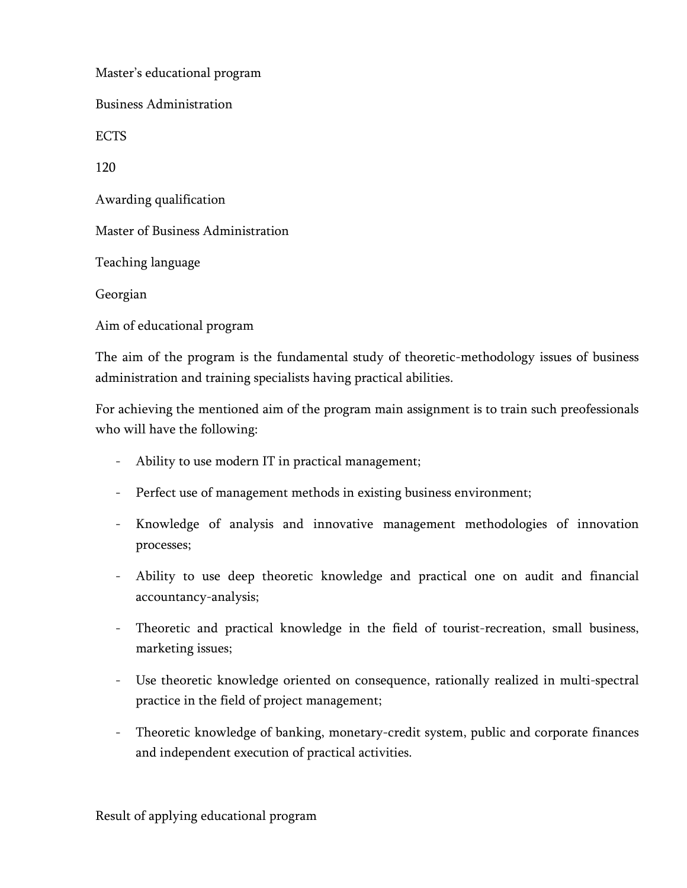Master's educational program

Business Administration

ECTS

120

Awarding qualification

Master of Business Administration

Teaching language

Georgian

Aim of educational program

The aim of the program is the fundamental study of theoretic-methodology issues of business administration and training specialists having practical abilities.

For achieving the mentioned aim of the program main assignment is to train such preofessionals who will have the following:

- Ability to use modern IT in practical management;
- Perfect use of management methods in existing business environment;
- Knowledge of analysis and innovative management methodologies of innovation processes;
- Ability to use deep theoretic knowledge and practical one on audit and financial accountancy-analysis;
- Theoretic and practical knowledge in the field of tourist-recreation, small business, marketing issues;
- Use theoretic knowledge oriented on consequence, rationally realized in multi-spectral practice in the field of project management;
- Theoretic knowledge of banking, monetary-credit system, public and corporate finances and independent execution of practical activities.

Result of applying educational program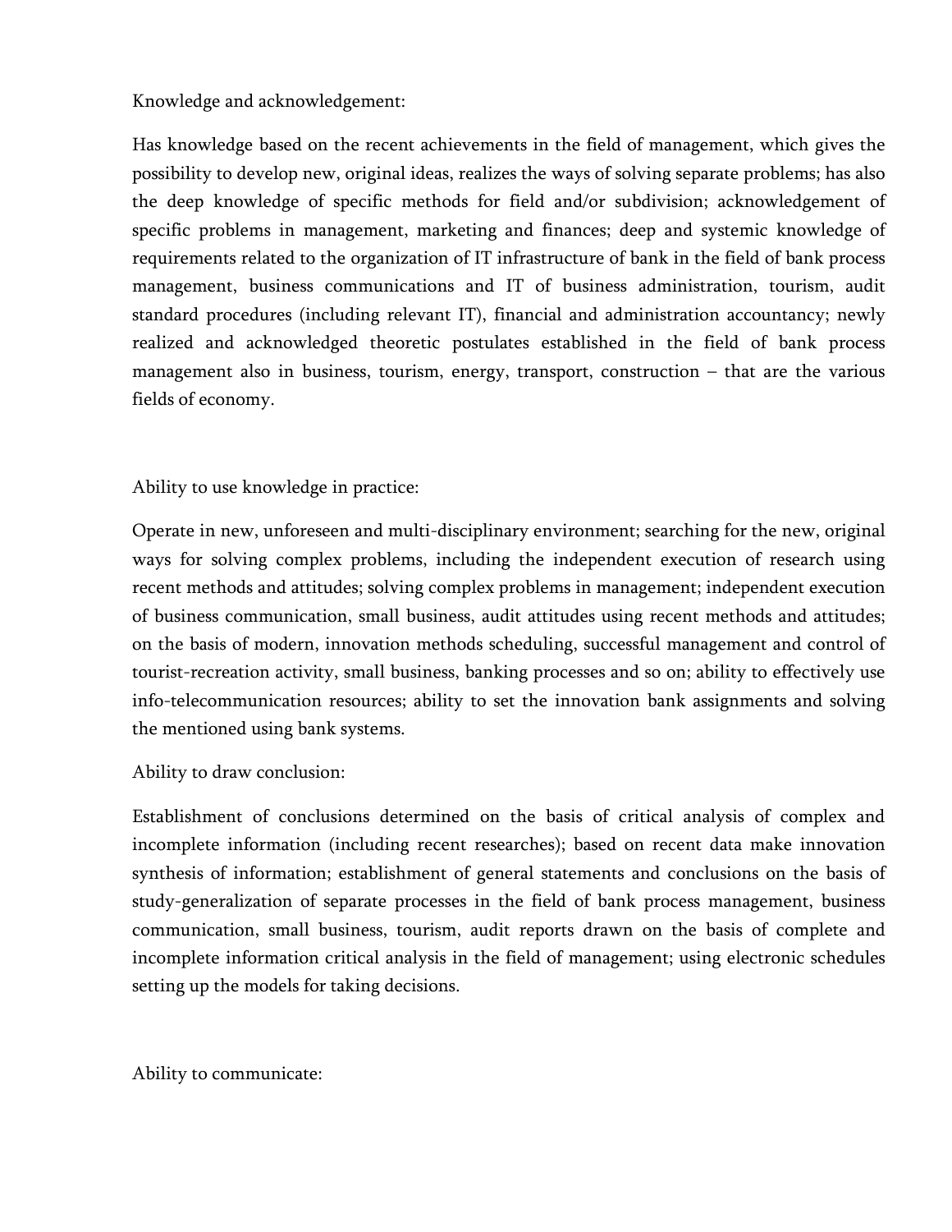Knowledge and acknowledgement:

Has knowledge based on the recent achievements in the field of management, which gives the possibility to develop new, original ideas, realizes the ways of solving separate problems; has also the deep knowledge of specific methods for field and/or subdivision; acknowledgement of specific problems in management, marketing and finances; deep and systemic knowledge of requirements related to the organization of IT infrastructure of bank in the field of bank process management, business communications and IT of business administration, tourism, audit standard procedures (including relevant IT), financial and administration accountancy; newly realized and acknowledged theoretic postulates established in the field of bank process management also in business, tourism, energy, transport, construction – that are the various fields of economy.

Ability to use knowledge in practice:

Operate in new, unforeseen and multi-disciplinary environment; searching for the new, original ways for solving complex problems, including the independent execution of research using recent methods and attitudes; solving complex problems in management; independent execution of business communication, small business, audit attitudes using recent methods and attitudes; on the basis of modern, innovation methods scheduling, successful management and control of tourist-recreation activity, small business, banking processes and so on; ability to effectively use info-telecommunication resources; ability to set the innovation bank assignments and solving the mentioned using bank systems.

Ability to draw conclusion:

Establishment of conclusions determined on the basis of critical analysis of complex and incomplete information (including recent researches); based on recent data make innovation synthesis of information; establishment of general statements and conclusions on the basis of study-generalization of separate processes in the field of bank process management, business communication, small business, tourism, audit reports drawn on the basis of complete and incomplete information critical analysis in the field of management; using electronic schedules setting up the models for taking decisions.

Ability to communicate: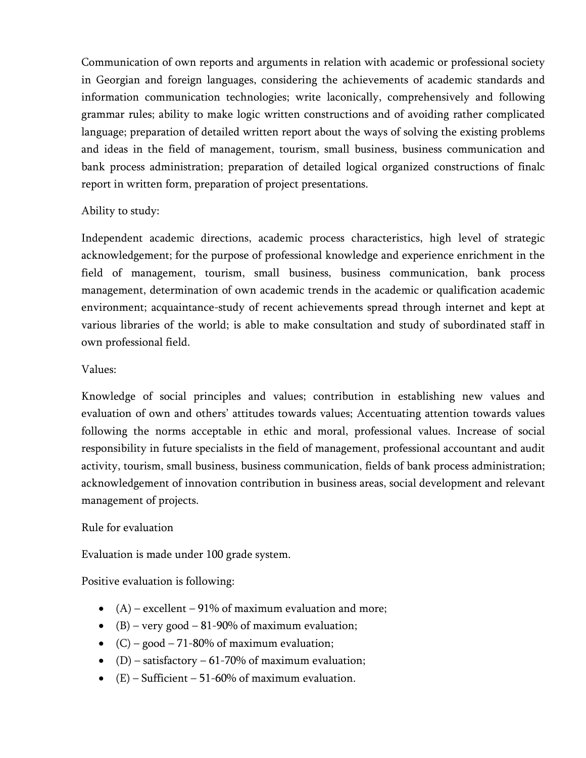Communication of own reports and arguments in relation with academic or professional society in Georgian and foreign languages, considering the achievements of academic standards and information communication technologies; write laconically, comprehensively and following grammar rules; ability to make logic written constructions and of avoiding rather complicated language; preparation of detailed written report about the ways of solving the existing problems and ideas in the field of management, tourism, small business, business communication and bank process administration; preparation of detailed logical organized constructions of finalc report in written form, preparation of project presentations.

Ability to study:

Independent academic directions, academic process characteristics, high level of strategic acknowledgement; for the purpose of professional knowledge and experience enrichment in the field of management, tourism, small business, business communication, bank process management, determination of own academic trends in the academic or qualification academic environment; acquaintance-study of recent achievements spread through internet and kept at various libraries of the world; is able to make consultation and study of subordinated staff in own professional field.

Values:

Knowledge of social principles and values; contribution in establishing new values and evaluation of own and others' attitudes towards values; Accentuating attention towards values following the norms acceptable in ethic and moral, professional values. Increase of social responsibility in future specialists in the field of management, professional accountant and audit activity, tourism, small business, business communication, fields of bank process administration; acknowledgement of innovation contribution in business areas, social development and relevant management of projects.

Rule for evaluation

Evaluation is made under 100 grade system.

Positive evaluation is following:

- (A) – excellent – 91% of maximum evaluation and more;
- (B) – very good – 81-90% of maximum evaluation;
- (C) – good – 71-80% of maximum evaluation;
- (D) – satisfactory – 61-70% of maximum evaluation;
- (E) – Sufficient – 51-60% of maximum evaluation.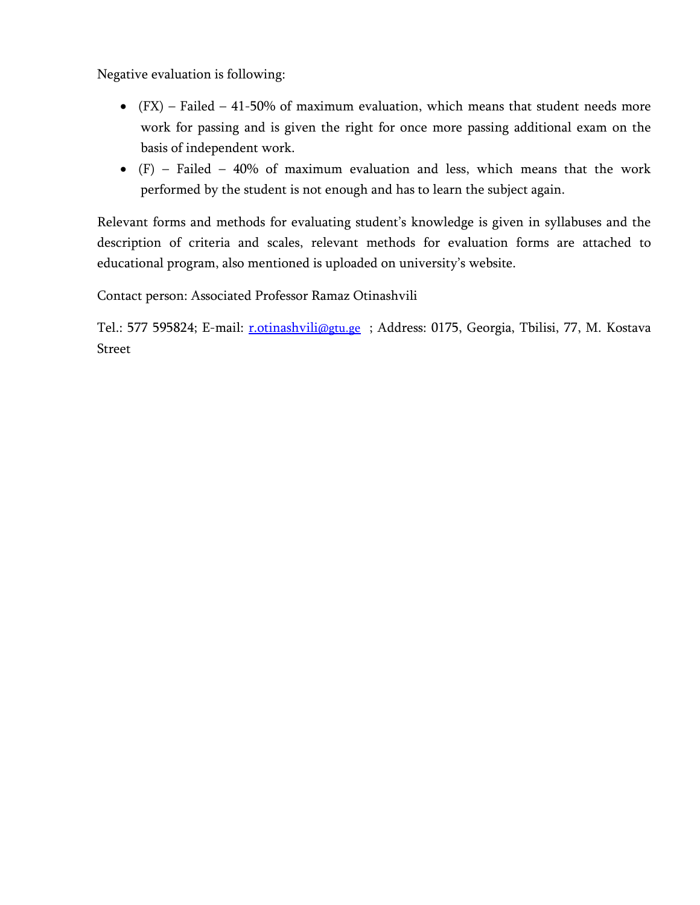Negative evaluation is following:

- (FX) – Failed – 41-50% of maximum evaluation, which means that student needs more work for passing and is given the right for once more passing additional exam on the basis of independent work.
- (F) – Failed – 40% of maximum evaluation and less, which means that the work performed by the student is not enough and has to learn the subject again.

Relevant forms and methods for evaluating student's knowledge is given in syllabuses and the description of criteria and scales, relevant methods for evaluation forms are attached to educational program, also mentioned is uploaded on university's website.

Contact person: Associated Professor Ramaz Otinashvili

Tel.: 577 595824; E-mail: r.otinashvili@gtu.ge ; Address: 0175, Georgia, Tbilisi, 77, M. Kostava Street